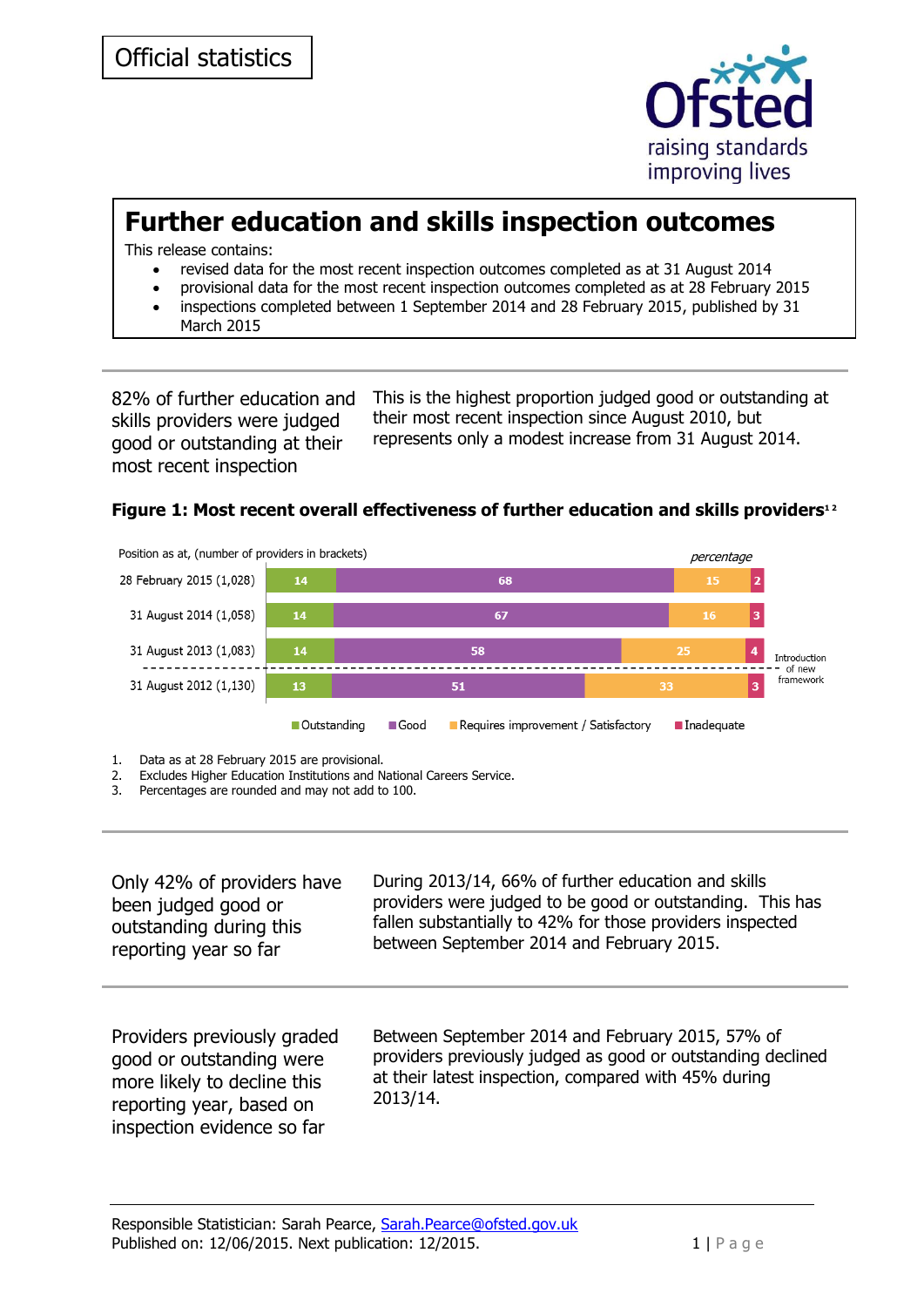Official statistics

Ofsted raising standards improving lives

# Further education and skills inspection outcomes

This release contains:

- revised data for the most recent inspection outcomes completed as at 31 August 2014
- provisional data for the most recent inspection outcomes completed as at 28 February 2015
- inspections completed between 1 September 2014 and 28 February 2015, published by 31 March 2015

---

82% of further education and skills providers were judged good or outstanding at their most recent inspection

This is the highest proportion judged good or outstanding at their most recent inspection since August 2010, but represents only a modest increase from 31 August 2014.

### Figure 1: Most recent overall effectiveness of further education and skills providers[1 2]

Position as at, (number of providers in brackets) — percentage

| Position as at | Outstanding | Good | Requires improvement / Satisfactory | Inadequate |
|---|---|---|---|---|
| 28 February 2015 (1,028) | 14 | 68 | 15 | 2 |
| 31 August 2014 (1,058) | 14 | 67 | 16 | 3 |
| 31 August 2013 (1,083) | 14 | 58 | 25 | 4 |
| 31 August 2012 (1,130) | 13 | 51 | 33 | 3 |

Introduction of new framework (between 31 August 2012 and 31 August 2013)

1. Data as at 28 February 2015 are provisional.
2. Excludes Higher Education Institutions and National Careers Service.
3. Percentages are rounded and may not add to 100.

---

Only 42% of providers have been judged good or outstanding during this reporting year so far

During 2013/14, 66% of further education and skills providers were judged to be good or outstanding. This has fallen substantially to 42% for those providers inspected between September 2014 and February 2015.

---

Providers previously graded good or outstanding were more likely to decline this reporting year, based on inspection evidence so far

Between September 2014 and February 2015, 57% of providers previously judged as good or outstanding declined at their latest inspection, compared with 45% during 2013/14.

---

Responsible Statistician: Sarah Pearce, Sarah.Pearce@ofsted.gov.uk
Published on: 12/06/2015. Next publication: 12/2015.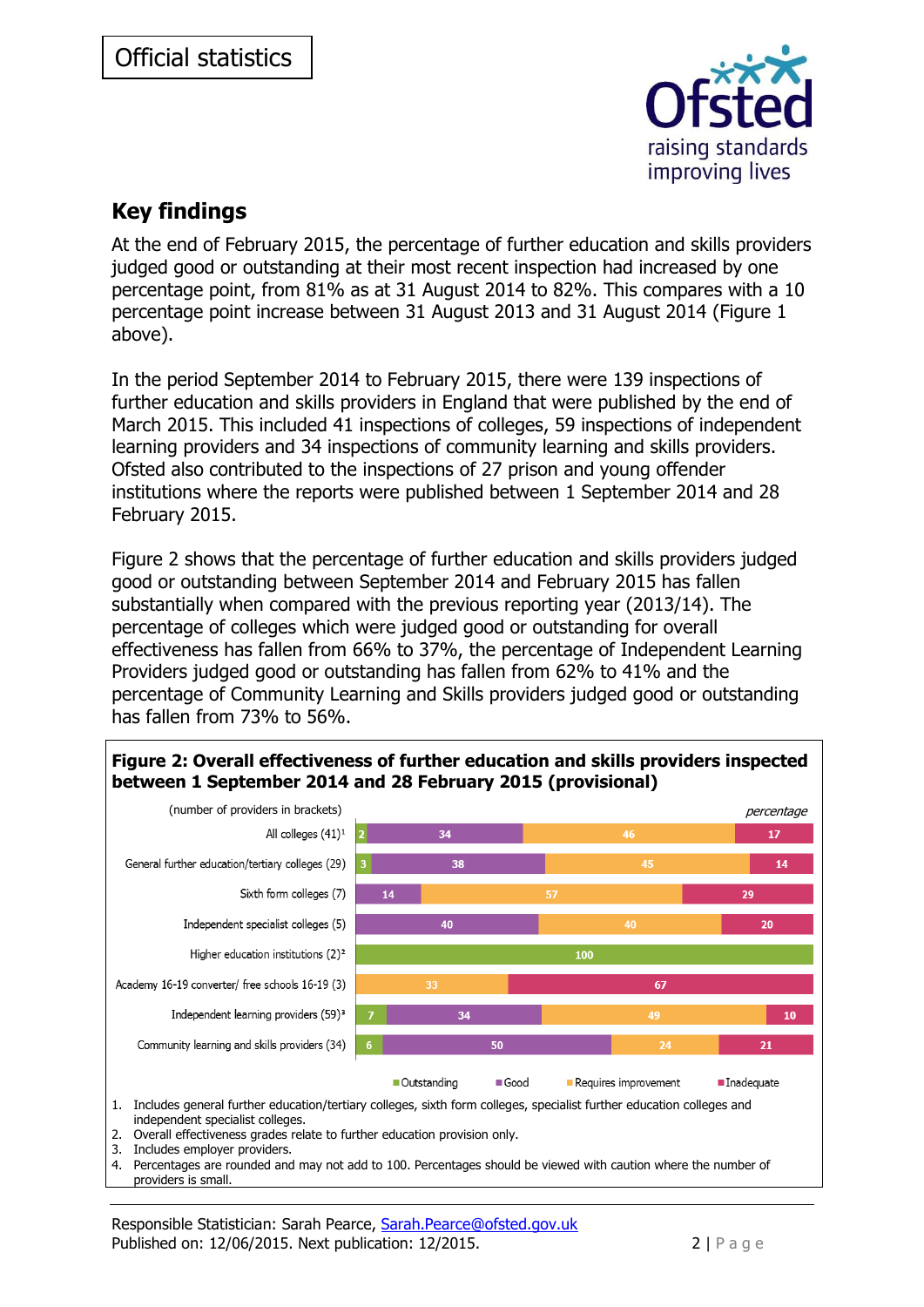Official statistics

## Key findings

At the end of February 2015, the percentage of further education and skills providers judged good or outstanding at their most recent inspection had increased by one percentage point, from 81% as at 31 August 2014 to 82%. This compares with a 10 percentage point increase between 31 August 2013 and 31 August 2014 (Figure 1 above).

In the period September 2014 to February 2015, there were 139 inspections of further education and skills providers in England that were published by the end of March 2015. This included 41 inspections of colleges, 59 inspections of independent learning providers and 34 inspections of community learning and skills providers. Ofsted also contributed to the inspections of 27 prison and young offender institutions where the reports were published between 1 September 2014 and 28 February 2015.

Figure 2 shows that the percentage of further education and skills providers judged good or outstanding between September 2014 and February 2015 has fallen substantially when compared with the previous reporting year (2013/14). The percentage of colleges which were judged good or outstanding for overall effectiveness has fallen from 66% to 37%, the percentage of Independent Learning Providers judged good or outstanding has fallen from 62% to 41% and the percentage of Community Learning and Skills providers judged good or outstanding has fallen from 73% to 56%.

**Figure 2: Overall effectiveness of further education and skills providers inspected between 1 September 2014 and 28 February 2015 (provisional)**

(number of providers in brackets) — *percentage*

| Provider type | Outstanding | Good | Requires improvement | Inadequate |
|---|---|---|---|---|
| All colleges (41)[1] | 2 | 34 | 46 | 17 |
| General further education/tertiary colleges (29) | 3 | 38 | 45 | 14 |
| Sixth form colleges (7) | | 14 | 57 | 29 |
| Independent specialist colleges (5) | | 40 | 40 | 20 |
| Higher education institutions (2)[2] | 100 | | | |
| Academy 16-19 converter/ free schools 16-19 (3) | | | 33 | 67 |
| Independent learning providers (59)[3] | 7 | 34 | 49 | 10 |
| Community learning and skills providers (34) | 6 | 50 | 24 | 21 |

1. Includes general further education/tertiary colleges, sixth form colleges, specialist further education colleges and independent specialist colleges.
2. Overall effectiveness grades relate to further education provision only.
3. Includes employer providers.
4. Percentages are rounded and may not add to 100. Percentages should be viewed with caution where the number of providers is small.

Responsible Statistician: Sarah Pearce, Sarah.Pearce@ofsted.gov.uk
Published on: 12/06/2015. Next publication: 12/2015.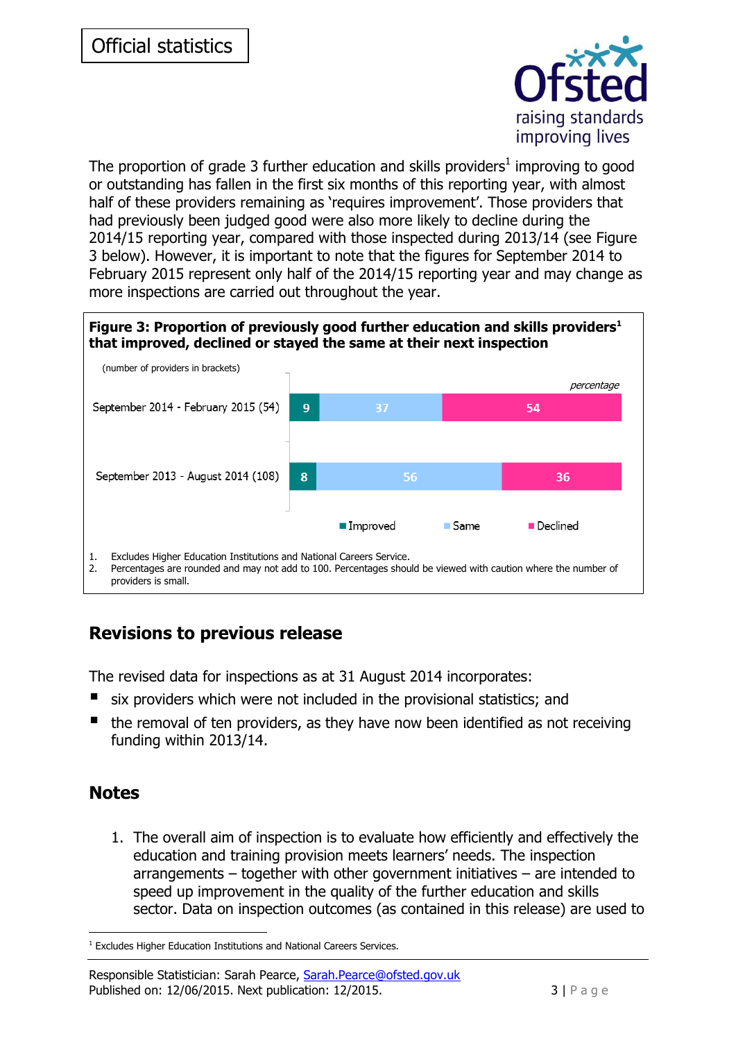Official statistics

The proportion of grade 3 further education and skills providers[1] improving to good or outstanding has fallen in the first six months of this reporting year, with almost half of these providers remaining as 'requires improvement'. Those providers that had previously been judged good were also more likely to decline during the 2014/15 reporting year, compared with those inspected during 2013/14 (see Figure 3 below). However, it is important to note that the figures for September 2014 to February 2015 represent only half of the 2014/15 reporting year and may change as more inspections are carried out throughout the year.

**Figure 3: Proportion of previously good further education and skills providers[1] that improved, declined or stayed the same at their next inspection**

(number of providers in brackets)

*percentage*

| | Improved | Same | Declined |
|---|---|---|---|
| September 2014 - February 2015 (54) | 9 | 37 | 54 |
| September 2013 - August 2014 (108) | 8 | 56 | 36 |

1. Excludes Higher Education Institutions and National Careers Service.
2. Percentages are rounded and may not add to 100. Percentages should be viewed with caution where the number of providers is small.

## Revisions to previous release

The revised data for inspections as at 31 August 2014 incorporates:

- six providers which were not included in the provisional statistics; and
- the removal of ten providers, as they have now been identified as not receiving funding within 2013/14.

## Notes

1. The overall aim of inspection is to evaluate how efficiently and effectively the education and training provision meets learners' needs. The inspection arrangements – together with other government initiatives – are intended to speed up improvement in the quality of the further education and skills sector. Data on inspection outcomes (as contained in this release) are used to

[1] Excludes Higher Education Institutions and National Careers Services.

Responsible Statistician: Sarah Pearce, Sarah.Pearce@ofsted.gov.uk
Published on: 12/06/2015. Next publication: 12/2015.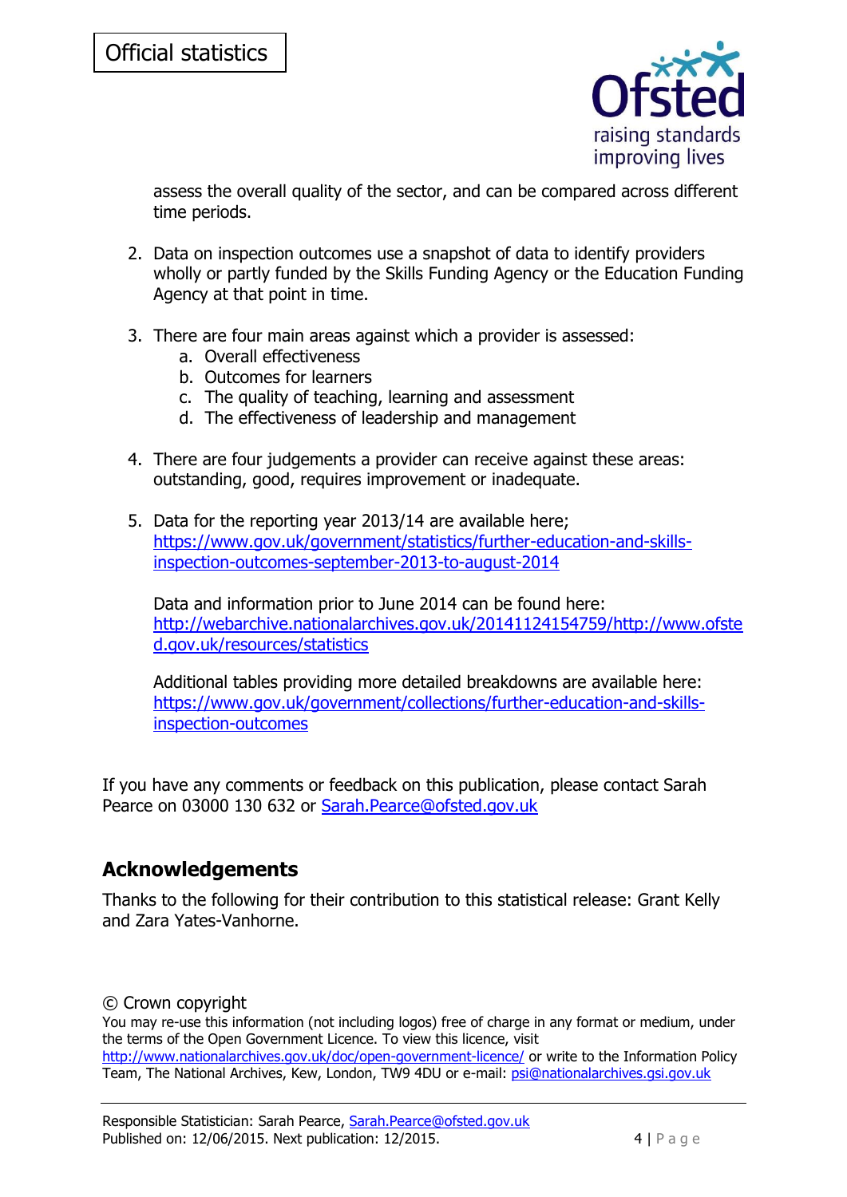assess the overall quality of the sector, and can be compared across different time periods.

2. Data on inspection outcomes use a snapshot of data to identify providers wholly or partly funded by the Skills Funding Agency or the Education Funding Agency at that point in time.

3. There are four main areas against which a provider is assessed:
   a. Overall effectiveness
   b. Outcomes for learners
   c. The quality of teaching, learning and assessment
   d. The effectiveness of leadership and management

4. There are four judgements a provider can receive against these areas: outstanding, good, requires improvement or inadequate.

5. Data for the reporting year 2013/14 are available here; https://www.gov.uk/government/statistics/further-education-and-skills-inspection-outcomes-september-2013-to-august-2014

   Data and information prior to June 2014 can be found here: http://webarchive.nationalarchives.gov.uk/20141124154759/http://www.ofsted.gov.uk/resources/statistics

   Additional tables providing more detailed breakdowns are available here: https://www.gov.uk/government/collections/further-education-and-skills-inspection-outcomes

If you have any comments or feedback on this publication, please contact Sarah Pearce on 03000 130 632 or Sarah.Pearce@ofsted.gov.uk

## Acknowledgements

Thanks to the following for their contribution to this statistical release: Grant Kelly and Zara Yates-Vanhorne.

© Crown copyright

You may re-use this information (not including logos) free of charge in any format or medium, under the terms of the Open Government Licence. To view this licence, visit http://www.nationalarchives.gov.uk/doc/open-government-licence/ or write to the Information Policy Team, The National Archives, Kew, London, TW9 4DU or e-mail: psi@nationalarchives.gsi.gov.uk

Responsible Statistician: Sarah Pearce, Sarah.Pearce@ofsted.gov.uk
Published on: 12/06/2015. Next publication: 12/2015.